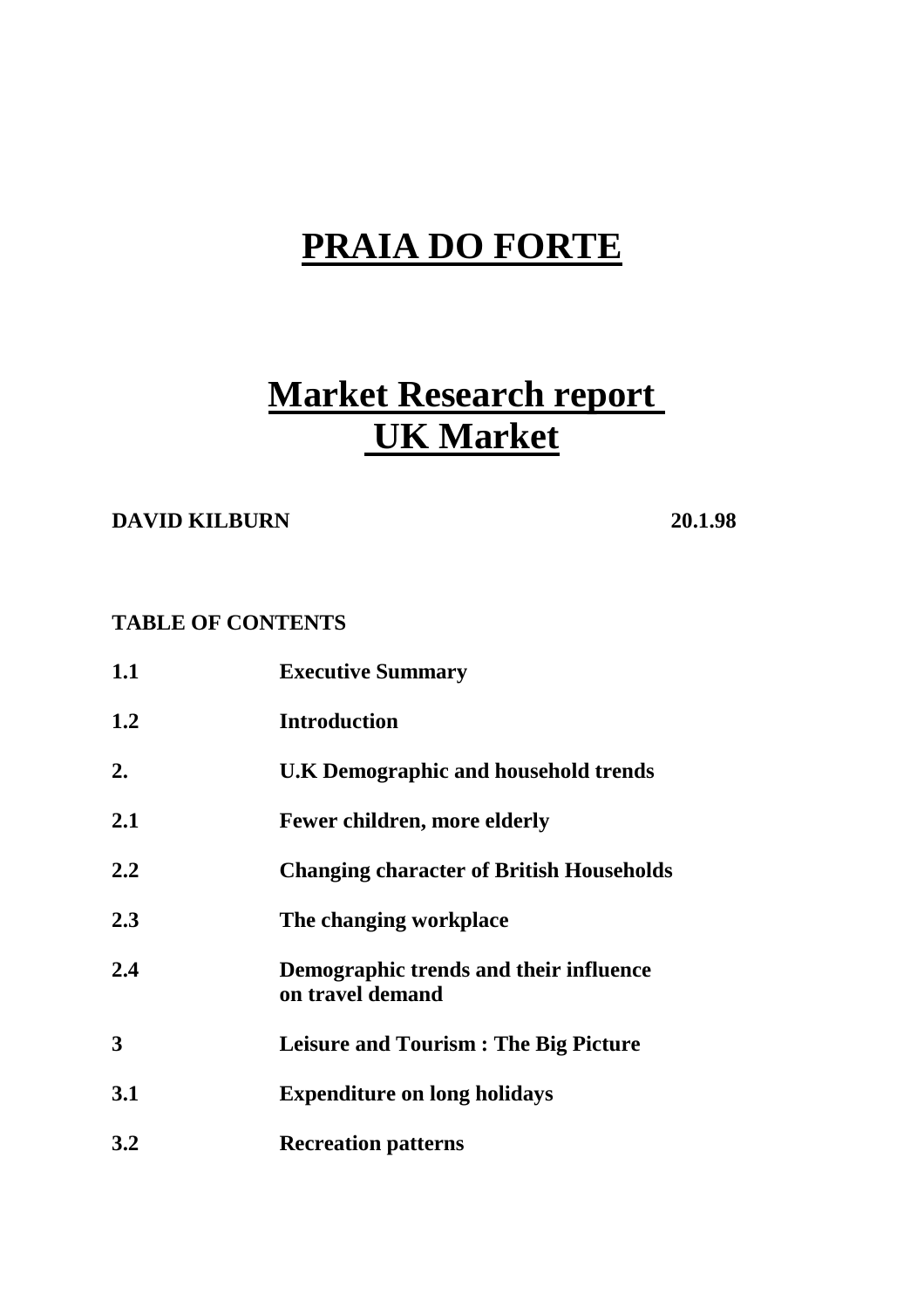# PRAIA DO FORTE

# Market Research report UK Market

**DAVID KILBURN** **20.1.98**

**TABLE OF CONTENTS**

| | |
|---|---|
| **1.1** | **Executive Summary** |
| **1.2** | **Introduction** |
| **2.** | **U.K Demographic and household trends** |
| **2.1** | **Fewer children, more elderly** |
| **2.2** | **Changing character of British Households** |
| **2.3** | **The changing workplace** |
| **2.4** | **Demographic trends and their influence on travel demand** |
| **3** | **Leisure and Tourism : The Big Picture** |
| **3.1** | **Expenditure on long holidays** |
| **3.2** | **Recreation patterns** |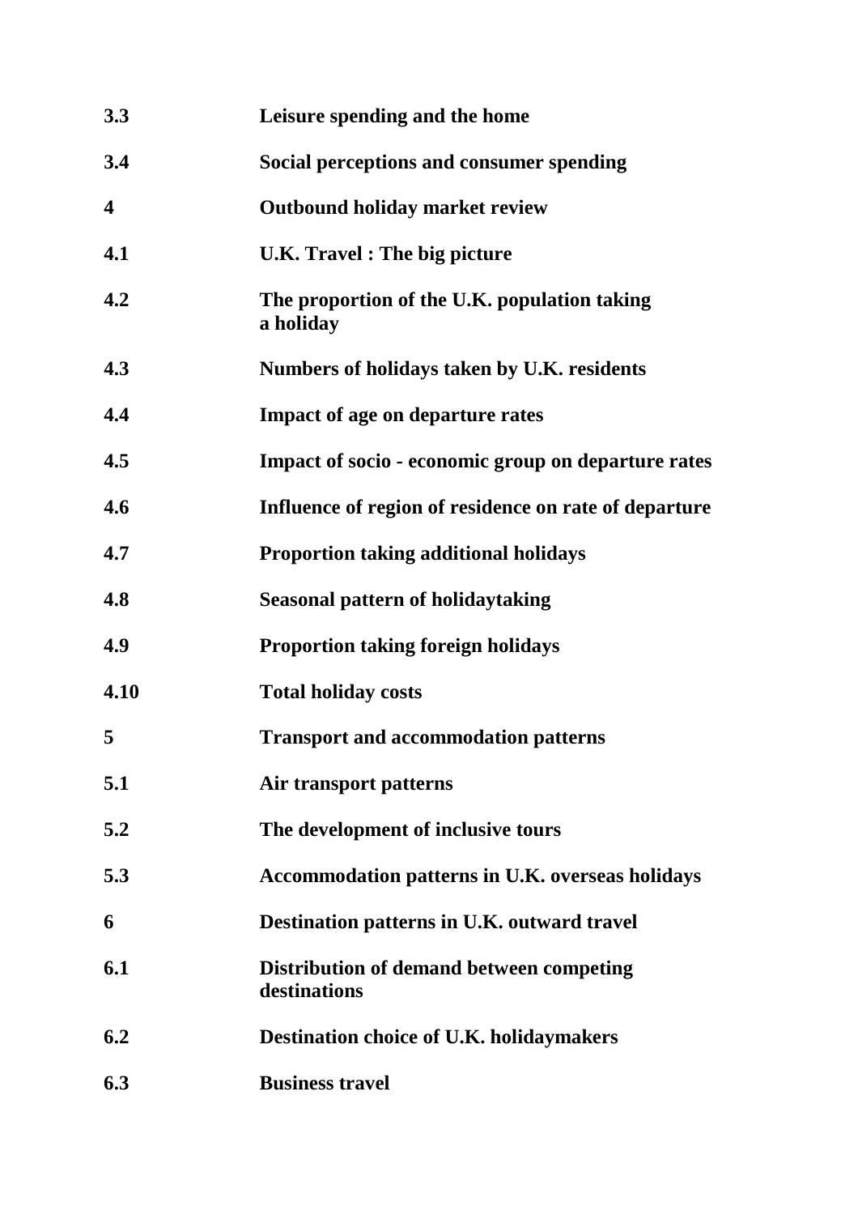| | |
|---|---|
| **3.3** | **Leisure spending and the home** |
| **3.4** | **Social perceptions and consumer spending** |
| **4** | **Outbound holiday market review** |
| **4.1** | **U.K. Travel : The big picture** |
| **4.2** | **The proportion of the U.K. population taking a holiday** |
| **4.3** | **Numbers of holidays taken by U.K. residents** |
| **4.4** | **Impact of age on departure rates** |
| **4.5** | **Impact of socio - economic group on departure rates** |
| **4.6** | **Influence of region of residence on rate of departure** |
| **4.7** | **Proportion taking additional holidays** |
| **4.8** | **Seasonal pattern of holidaytaking** |
| **4.9** | **Proportion taking foreign holidays** |
| **4.10** | **Total holiday costs** |
| **5** | **Transport and accommodation patterns** |
| **5.1** | **Air transport patterns** |
| **5.2** | **The development of inclusive tours** |
| **5.3** | **Accommodation patterns in U.K. overseas holidays** |
| **6** | **Destination patterns in U.K. outward travel** |
| **6.1** | **Distribution of demand between competing destinations** |
| **6.2** | **Destination choice of U.K. holidaymakers** |
| **6.3** | **Business travel** |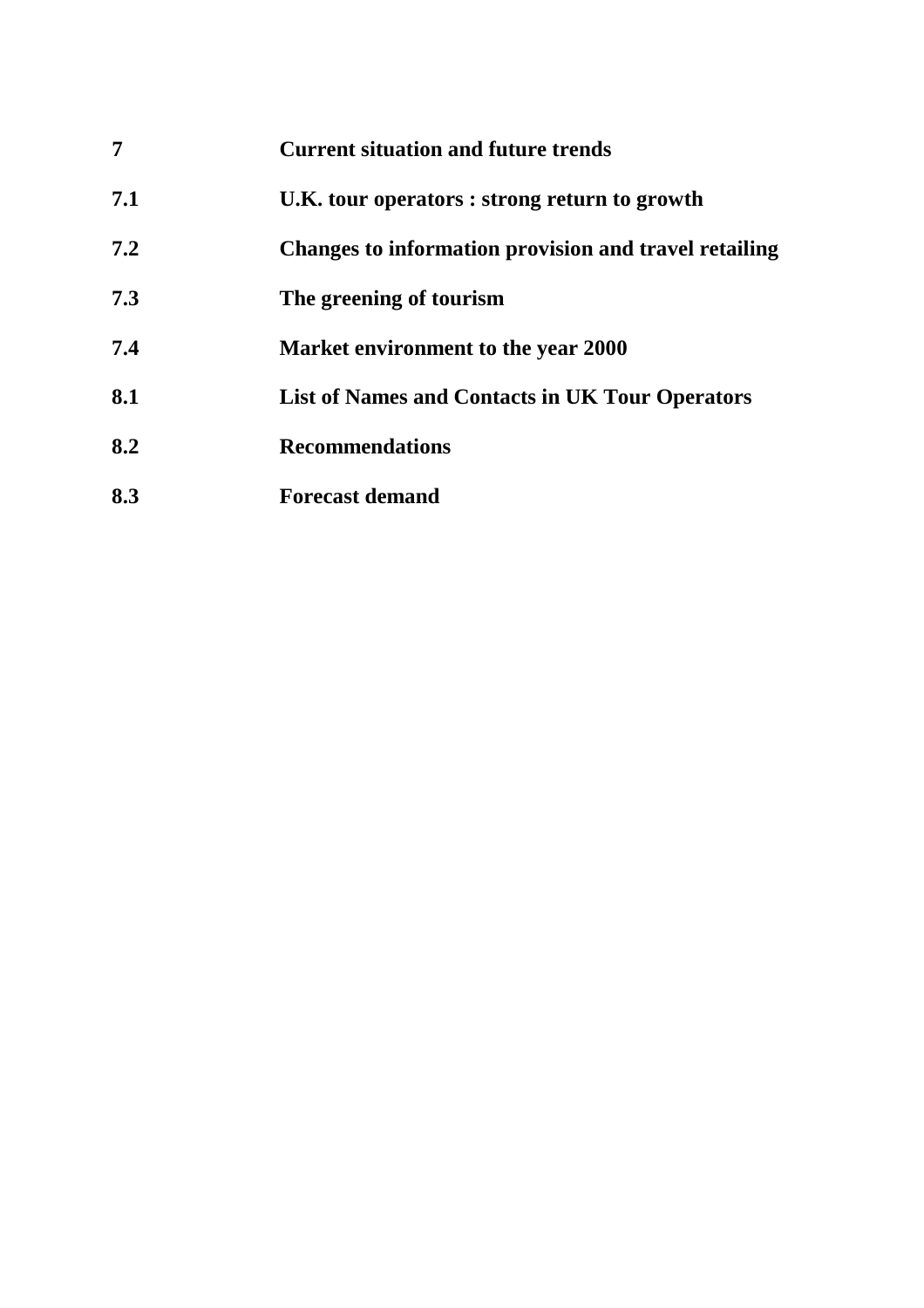| | |
|---|---|
| **7** | **Current situation and future trends** |
| **7.1** | **U.K. tour operators : strong return to growth** |
| **7.2** | **Changes to information provision and travel retailing** |
| **7.3** | **The greening of tourism** |
| **7.4** | **Market environment to the year 2000** |
| **8.1** | **List of Names and Contacts in UK Tour Operators** |
| **8.2** | **Recommendations** |
| **8.3** | **Forecast demand** |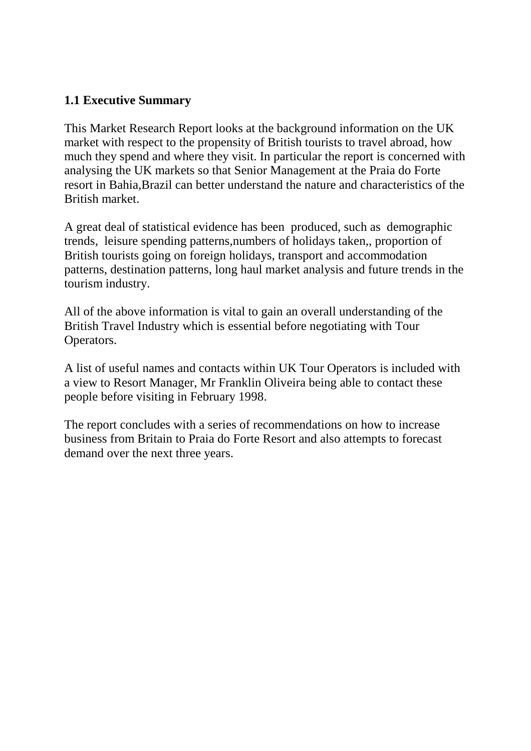## 1.1 Executive Summary

This Market Research Report looks at the background information on the UK market with respect to the propensity of British tourists to travel abroad, how much they spend and where they visit. In particular the report is concerned with analysing the UK markets so that Senior Management at the Praia do Forte resort in Bahia,Brazil can better understand the nature and characteristics of the British market.

A great deal of statistical evidence has been produced, such as demographic trends, leisure spending patterns,numbers of holidays taken,, proportion of British tourists going on foreign holidays, transport and accommodation patterns, destination patterns, long haul market analysis and future trends in the tourism industry.

All of the above information is vital to gain an overall understanding of the British Travel Industry which is essential before negotiating with Tour Operators.

A list of useful names and contacts within UK Tour Operators is included with a view to Resort Manager, Mr Franklin Oliveira being able to contact these people before visiting in February 1998.

The report concludes with a series of recommendations on how to increase business from Britain to Praia do Forte Resort and also attempts to forecast demand over the next three years.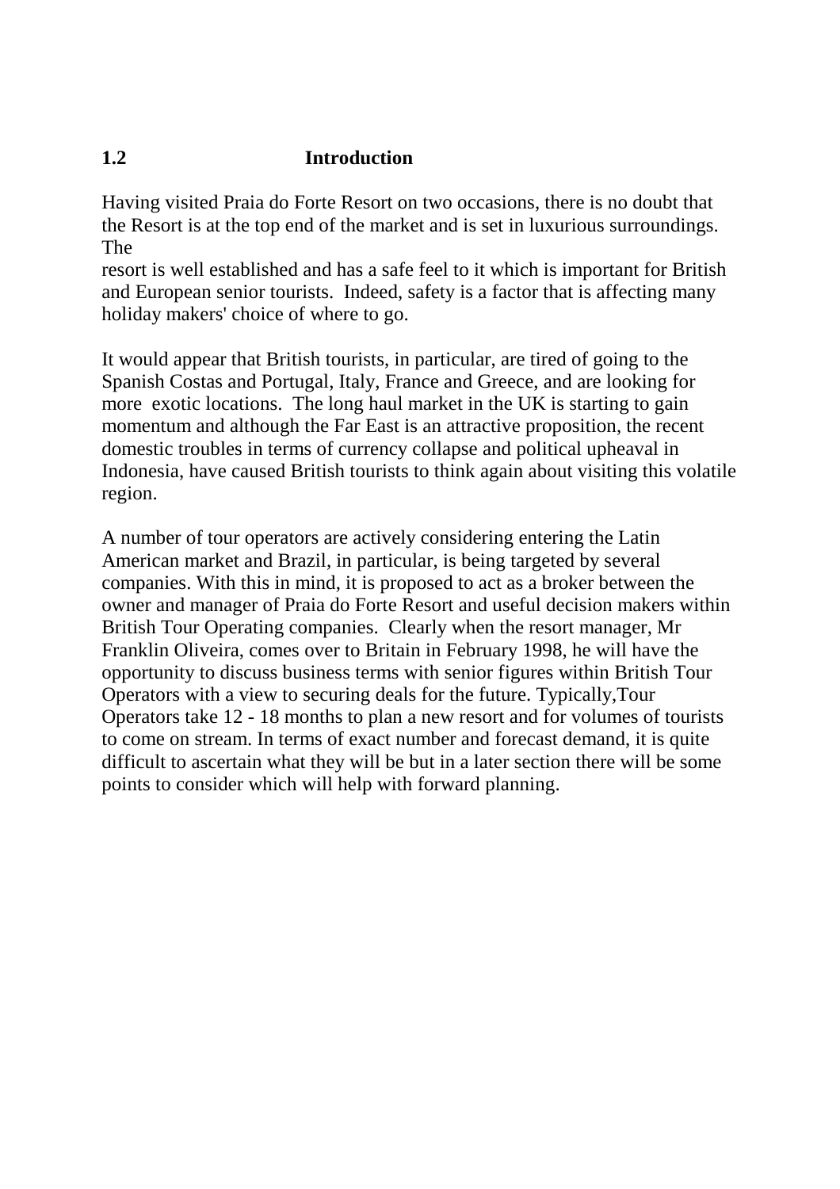## 1.2 Introduction

Having visited Praia do Forte Resort on two occasions, there is no doubt that the Resort is at the top end of the market and is set in luxurious surroundings. The resort is well established and has a safe feel to it which is important for British and European senior tourists. Indeed, safety is a factor that is affecting many holiday makers' choice of where to go.

It would appear that British tourists, in particular, are tired of going to the Spanish Costas and Portugal, Italy, France and Greece, and are looking for more exotic locations. The long haul market in the UK is starting to gain momentum and although the Far East is an attractive proposition, the recent domestic troubles in terms of currency collapse and political upheaval in Indonesia, have caused British tourists to think again about visiting this volatile region.

A number of tour operators are actively considering entering the Latin American market and Brazil, in particular, is being targeted by several companies. With this in mind, it is proposed to act as a broker between the owner and manager of Praia do Forte Resort and useful decision makers within British Tour Operating companies. Clearly when the resort manager, Mr Franklin Oliveira, comes over to Britain in February 1998, he will have the opportunity to discuss business terms with senior figures within British Tour Operators with a view to securing deals for the future. Typically,Tour Operators take 12 - 18 months to plan a new resort and for volumes of tourists to come on stream. In terms of exact number and forecast demand, it is quite difficult to ascertain what they will be but in a later section there will be some points to consider which will help with forward planning.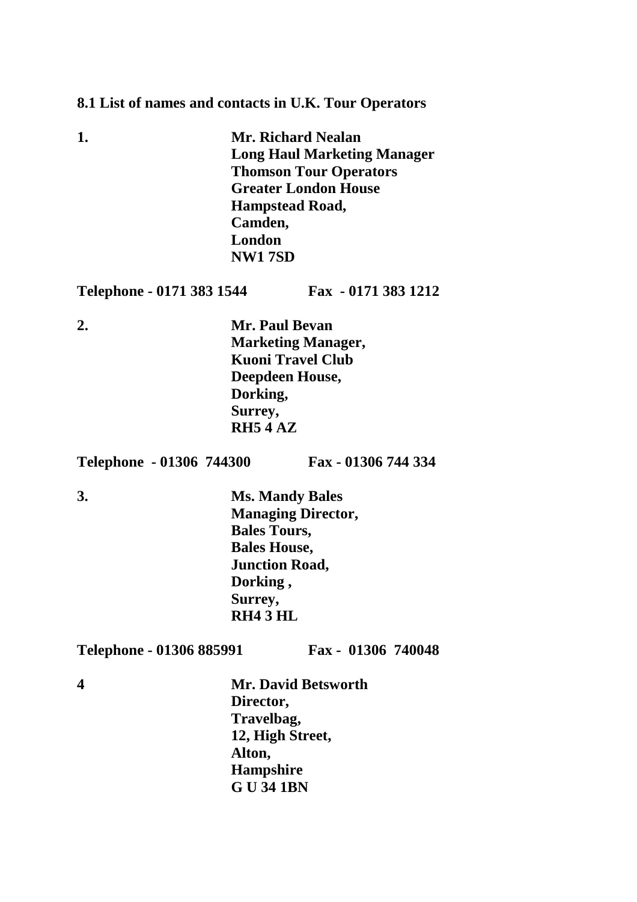## 8.1 List of names and contacts in U.K. Tour Operators

**1.**

**Mr. Richard Nealan**
**Long Haul Marketing Manager**
**Thomson Tour Operators**
**Greater London House**
**Hampstead Road,**
**Camden,**
**London**
**NW1 7SD**

**Telephone - 0171 383 1544 Fax - 0171 383 1212**

**2.**

**Mr. Paul Bevan**
**Marketing Manager,**
**Kuoni Travel Club**
**Deepdeen House,**
**Dorking,**
**Surrey,**
**RH5 4 AZ**

**Telephone - 01306 744300 Fax - 01306 744 334**

**3.**

**Ms. Mandy Bales**
**Managing Director,**
**Bales Tours,**
**Bales House,**
**Junction Road,**
**Dorking ,**
**Surrey,**
**RH4 3 HL**

**Telephone - 01306 885991 Fax - 01306 740048**

**4**

**Mr. David Betsworth**
**Director,**
**Travelbag,**
**12, High Street,**
**Alton,**
**Hampshire**
**G U 34 1BN**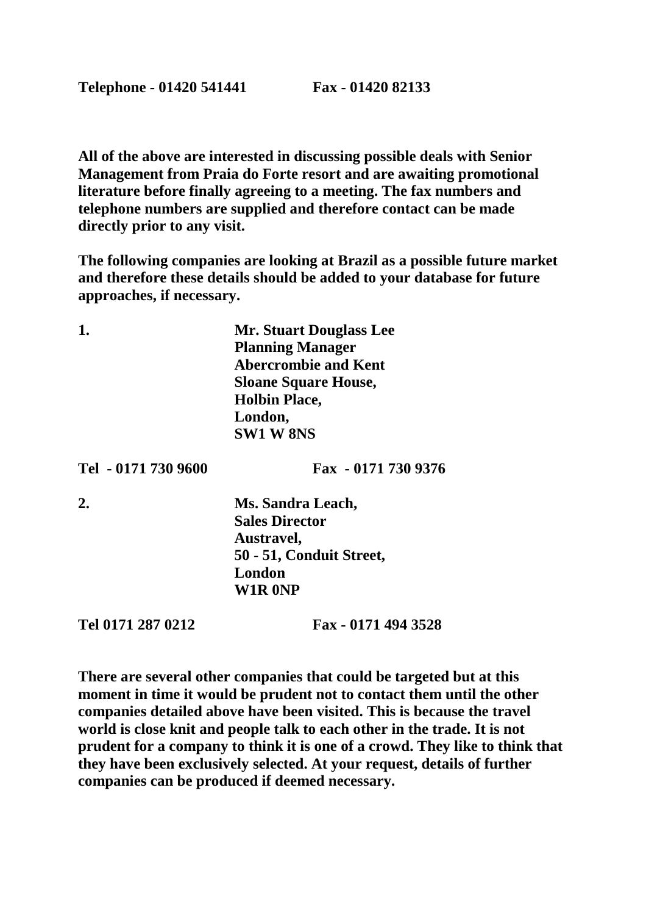**Telephone - 01420 541441 Fax - 01420 82133**

**All of the above are interested in discussing possible deals with Senior Management from Praia do Forte resort and are awaiting promotional literature before finally agreeing to a meeting. The fax numbers and telephone numbers are supplied and therefore contact can be made directly prior to any visit.**

**The following companies are looking at Brazil as a possible future market and therefore these details should be added to your database for future approaches, if necessary.**

**1.**

**Mr. Stuart Douglass Lee**
**Planning Manager**
**Abercrombie and Kent**
**Sloane Square House,**
**Holbin Place,**
**London,**
**SW1 W 8NS**

**Tel - 0171 730 9600 Fax - 0171 730 9376**

**2.**

**Ms. Sandra Leach,**
**Sales Director**
**Austravel,**
**50 - 51, Conduit Street,**
**London**
**W1R 0NP**

**Tel 0171 287 0212 Fax - 0171 494 3528**

**There are several other companies that could be targeted but at this moment in time it would be prudent not to contact them until the other companies detailed above have been visited. This is because the travel world is close knit and people talk to each other in the trade. It is not prudent for a company to think it is one of a crowd. They like to think that they have been exclusively selected. At your request, details of further companies can be produced if deemed necessary.**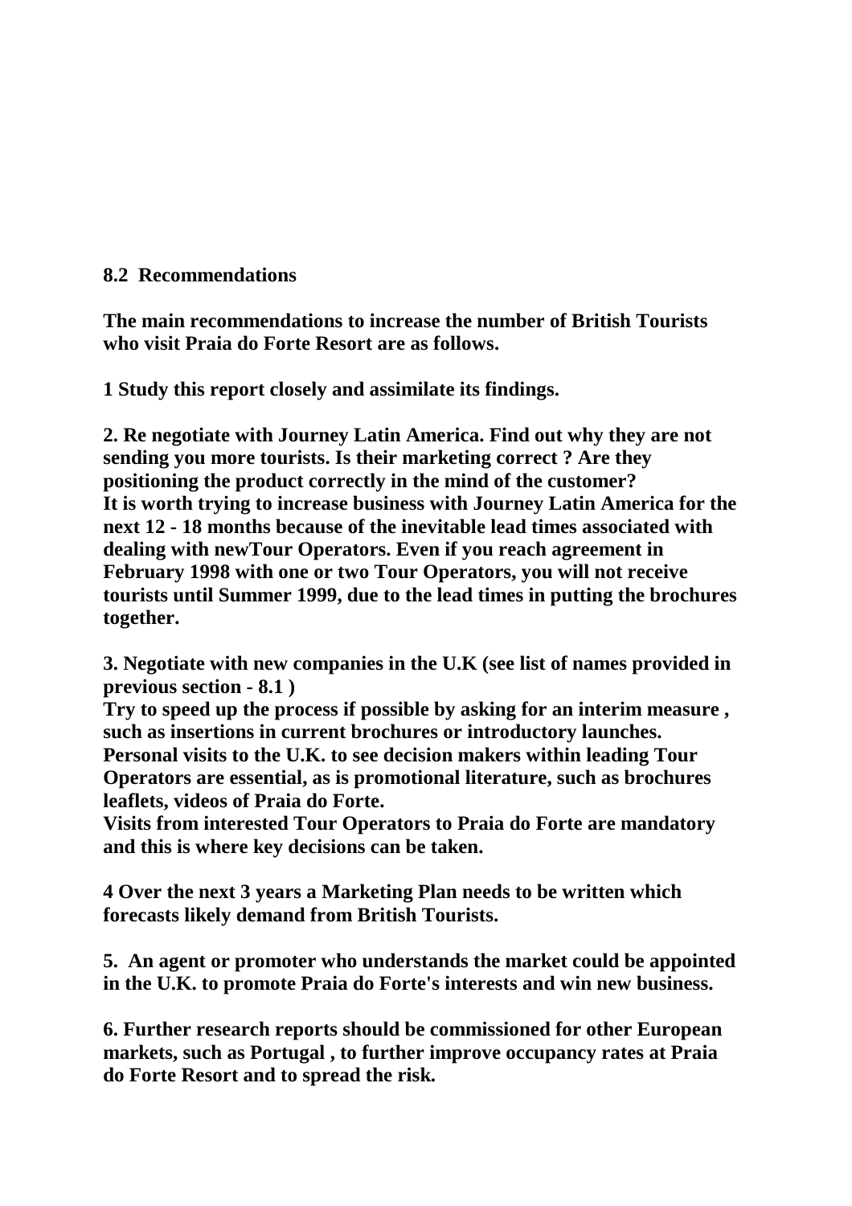## 8.2 Recommendations

**The main recommendations to increase the number of British Tourists who visit Praia do Forte Resort are as follows.**

**1 Study this report closely and assimilate its findings.**

**2. Re negotiate with Journey Latin America. Find out why they are not sending you more tourists. Is their marketing correct ? Are they positioning the product correctly in the mind of the customer?**
**It is worth trying to increase business with Journey Latin America for the next 12 - 18 months because of the inevitable lead times associated with dealing with newTour Operators. Even if you reach agreement in February 1998 with one or two Tour Operators, you will not receive tourists until Summer 1999, due to the lead times in putting the brochures together.**

**3. Negotiate with new companies in the U.K (see list of names provided in previous section - 8.1 )**
**Try to speed up the process if possible by asking for an interim measure , such as insertions in current brochures or introductory launches.**
**Personal visits to the U.K. to see decision makers within leading Tour Operators are essential, as is promotional literature, such as brochures leaflets, videos of Praia do Forte.**
**Visits from interested Tour Operators to Praia do Forte are mandatory and this is where key decisions can be taken.**

**4 Over the next 3 years a Marketing Plan needs to be written which forecasts likely demand from British Tourists.**

**5. An agent or promoter who understands the market could be appointed in the U.K. to promote Praia do Forte's interests and win new business.**

**6. Further research reports should be commissioned for other European markets, such as Portugal , to further improve occupancy rates at Praia do Forte Resort and to spread the risk.**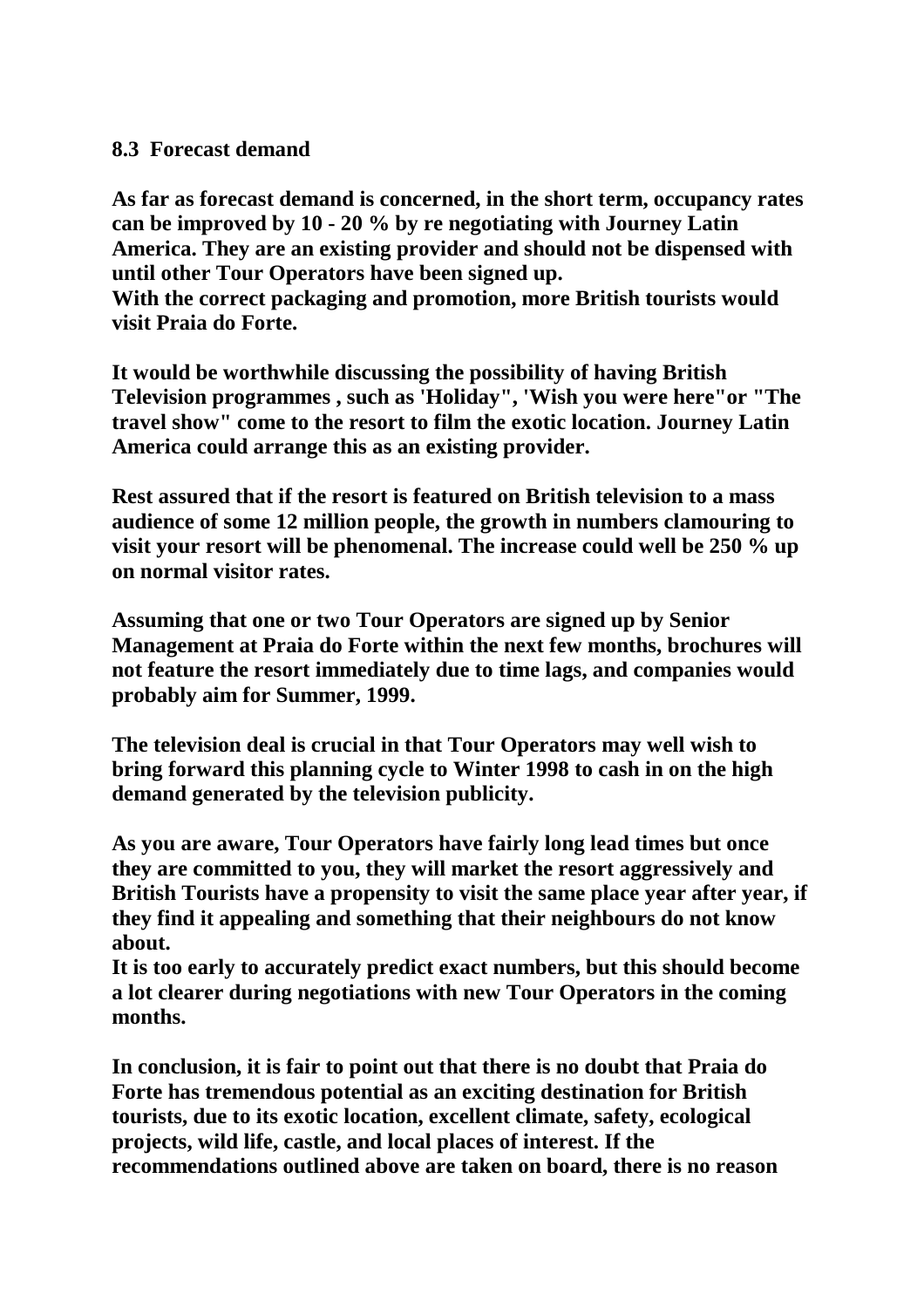### 8.3 Forecast demand

**As far as forecast demand is concerned, in the short term, occupancy rates can be improved by 10 - 20 % by re negotiating with Journey Latin America. They are an existing provider and should not be dispensed with until other Tour Operators have been signed up.**
**With the correct packaging and promotion, more British tourists would visit Praia do Forte.**

**It would be worthwhile discussing the possibility of having British Television programmes , such as 'Holiday", 'Wish you were here"or "The travel show" come to the resort to film the exotic location. Journey Latin America could arrange this as an existing provider.**

**Rest assured that if the resort is featured on British television to a mass audience of some 12 million people, the growth in numbers clamouring to visit your resort will be phenomenal. The increase could well be 250 % up on normal visitor rates.**

**Assuming that one or two Tour Operators are signed up by Senior Management at Praia do Forte within the next few months, brochures will not feature the resort immediately due to time lags, and companies would probably aim for Summer, 1999.**

**The television deal is crucial in that Tour Operators may well wish to bring forward this planning cycle to Winter 1998 to cash in on the high demand generated by the television publicity.**

**As you are aware, Tour Operators have fairly long lead times but once they are committed to you, they will market the resort aggressively and British Tourists have a propensity to visit the same place year after year, if they find it appealing and something that their neighbours do not know about.**
**It is too early to accurately predict exact numbers, but this should become a lot clearer during negotiations with new Tour Operators in the coming months.**

**In conclusion, it is fair to point out that there is no doubt that Praia do Forte has tremendous potential as an exciting destination for British tourists, due to its exotic location, excellent climate, safety, ecological projects, wild life, castle, and local places of interest. If the recommendations outlined above are taken on board, there is no reason**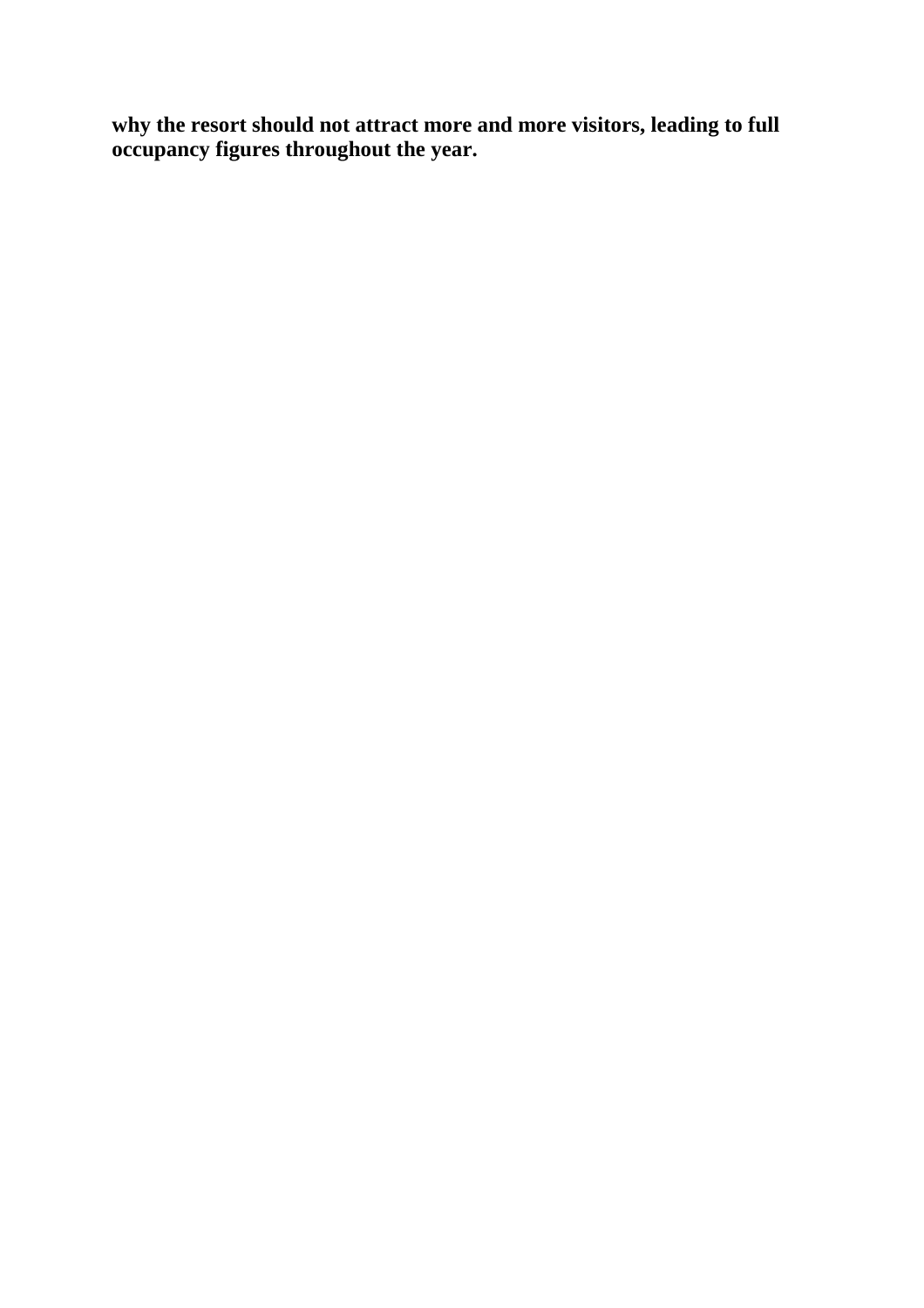**why the resort should not attract more and more visitors, leading to full occupancy figures throughout the year.**